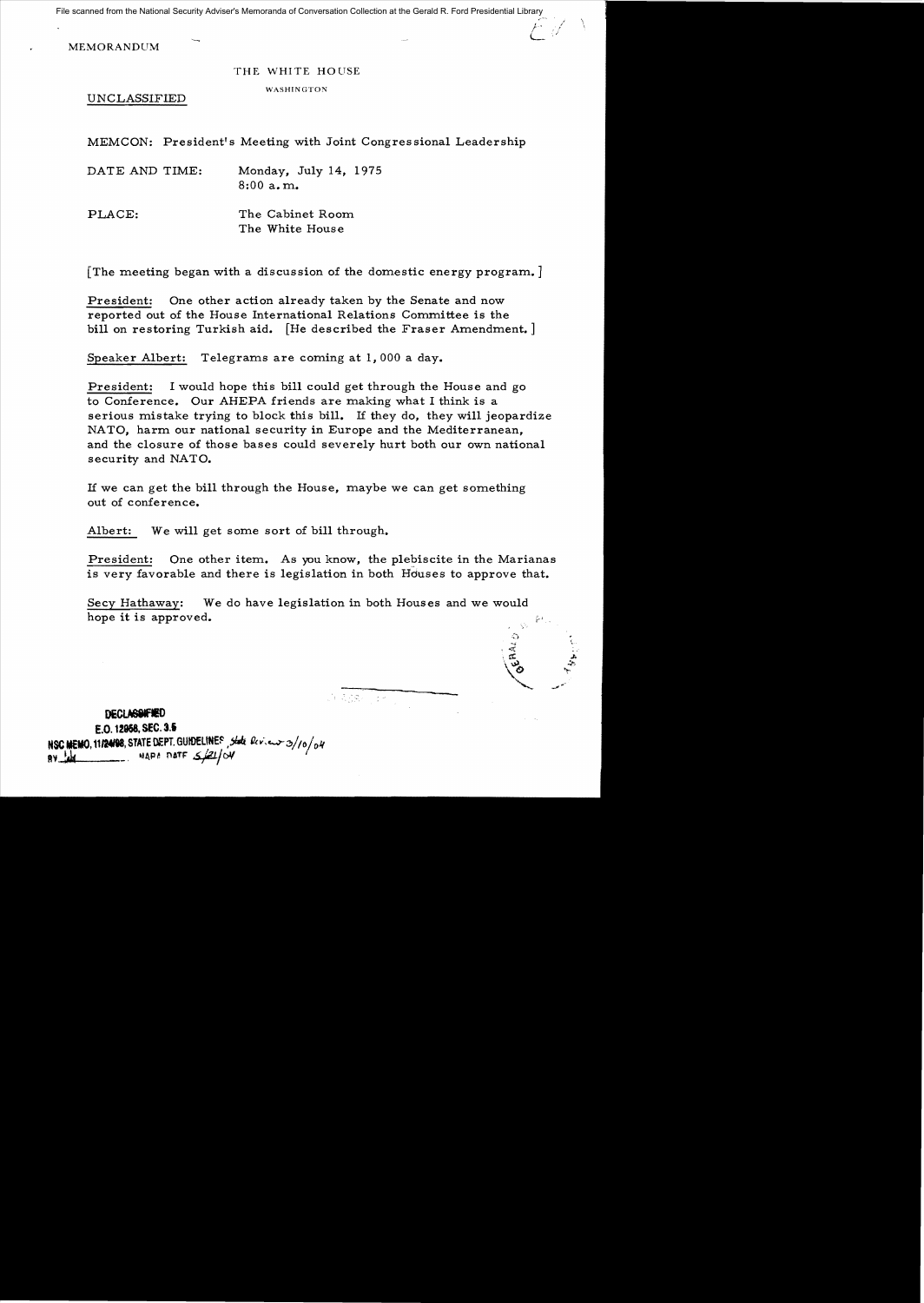File scanned from the National Security Adviser's Memoranda of Conversation Collection at the Gerald R. Ford Presidential Library

MEMORANDUM

THE WHITE HOUSE

WASHINGTON

UNCLASSIFIED

MEMCON: President's Meeting with Joint Congressional Leadership

DATE AND TIME: Monday, July 14, 1975
8:00 a.m.

PLACE: The Cabinet Room
The White House

[The meeting began with a discussion of the domestic energy program.]

President: One other action already taken by the Senate and now reported out of the House International Relations Committee is the bill on restoring Turkish aid. [He described the Fraser Amendment.]

Speaker Albert: Telegrams are coming at 1,000 a day.

President: I would hope this bill could get through the House and go to Conference. Our AHEPA friends are making what I think is a serious mistake trying to block this bill. If they do, they will jeopardize NATO, harm our national security in Europe and the Mediterranean, and the closure of those bases could severely hurt both our own national security and NATO.

If we can get the bill through the House, maybe we can get something out of conference.

Albert: We will get some sort of bill through.

President: One other item. As you know, the plebiscite in the Marianas is very favorable and there is legislation in both Houses to approve that.

Secy Hathaway: We do have legislation in both Houses and we would hope it is approved.

DECLASSIFIED
E.O. 12958, SEC. 3.5
NSC MEMO, 11/24/98, STATE DEPT. GUIDELINES, State Review 3/10/04
BY __ NARA DATE 5/21/04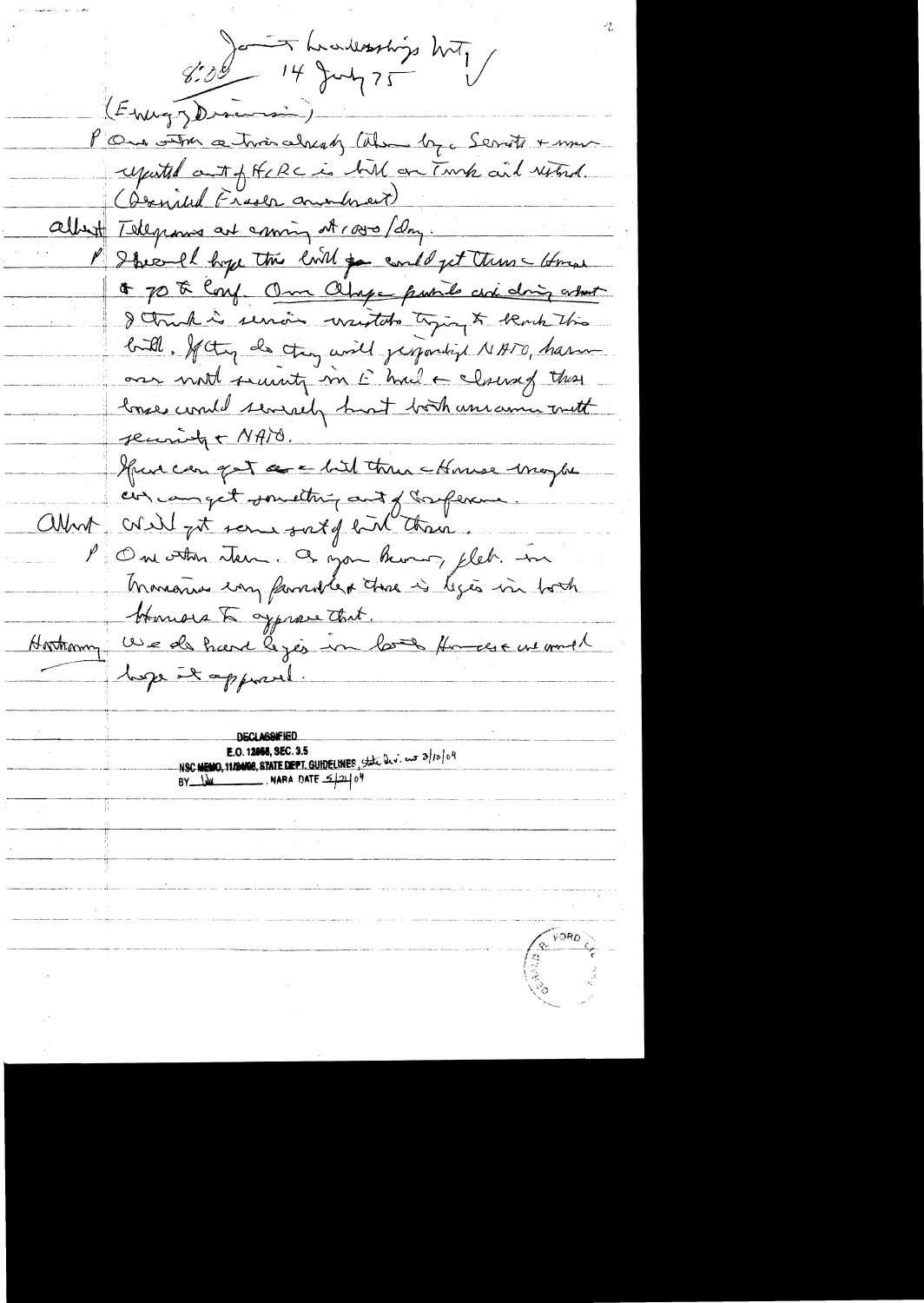Joint Leadership Mtg
8:00 — 14 July 75

(Energy Discussion)

P One other action already taken by Senate + now reported out of H.R.C. is bill on Turk aid votes. (Derwinski/Fraser amendment)

Albert Telegrams are coming at 1,000/day.

P I would hope this bill for could get thru the House + to the Conf. Our Adm position and doing what I think is serious mistake trying to block this bill. If they do they will jeopardize NATO, harm our natl security in E. Med + closing of those bases would seriously hurt both our own natl security + NATO.

If we can get a bill thru the House maybe we can get something out of Conference.

Albert We'll get some sort of bill thru.

P One other item. As you know, plebiscite in Marianas very favorable. There is legis in both Houses to approve that.

Anthony We do have legis in both Houses + we would hope it approved.

DECLASSIFIED
E.O. 12958, SEC. 3.5
NSC MEMO, 11/24/98, STATE DEPT. GUIDELINES, State Rev. 3/10/04
BY ___ NARA DATE 5/21/04